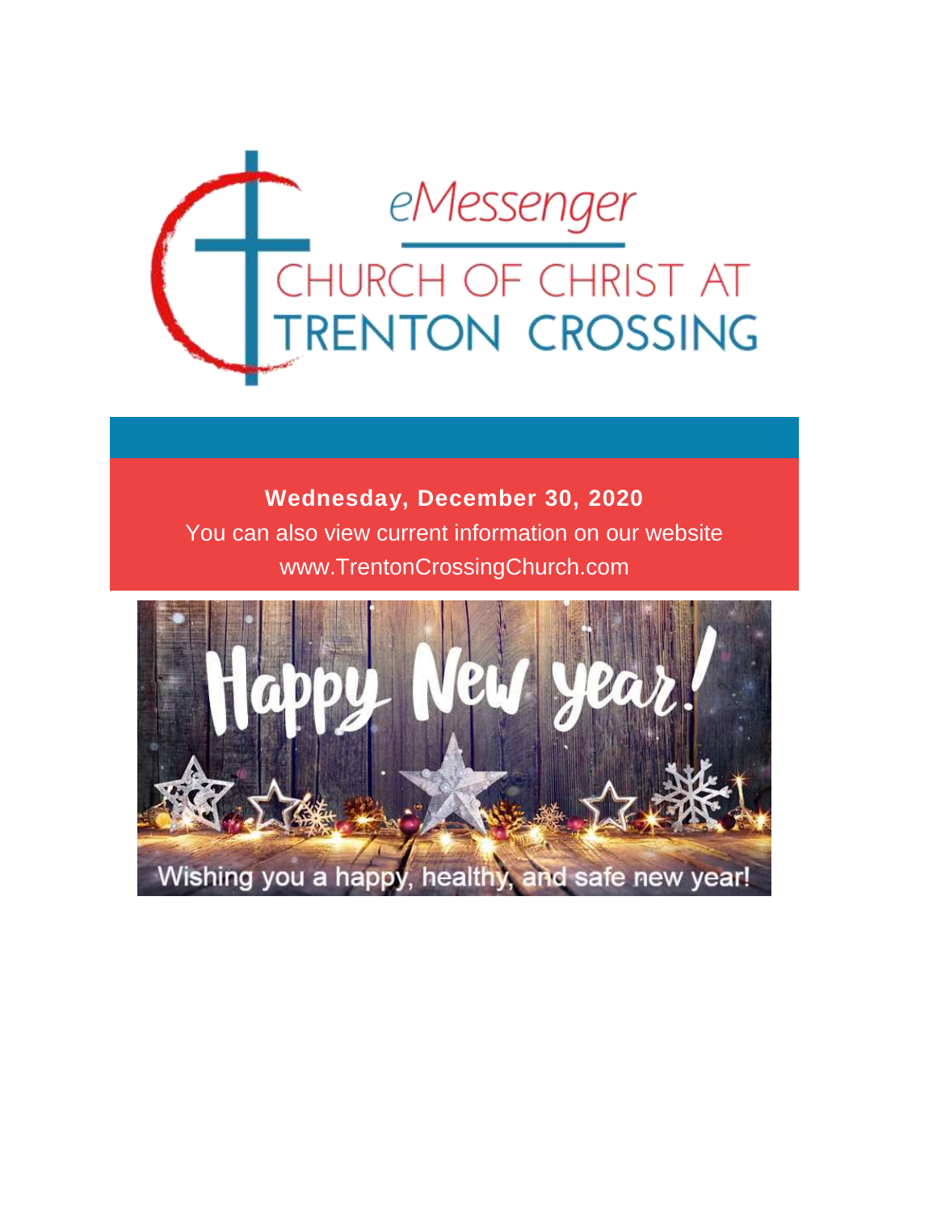# eMessenger

## CHURCH OF CHRIST AT TRENTON CROSSING

**Wednesday, December 30, 2020**

You can also view current information on our website www.TrentonCrossingChurch.com

Happy New year!

Wishing you a happy, healthy, and safe new year!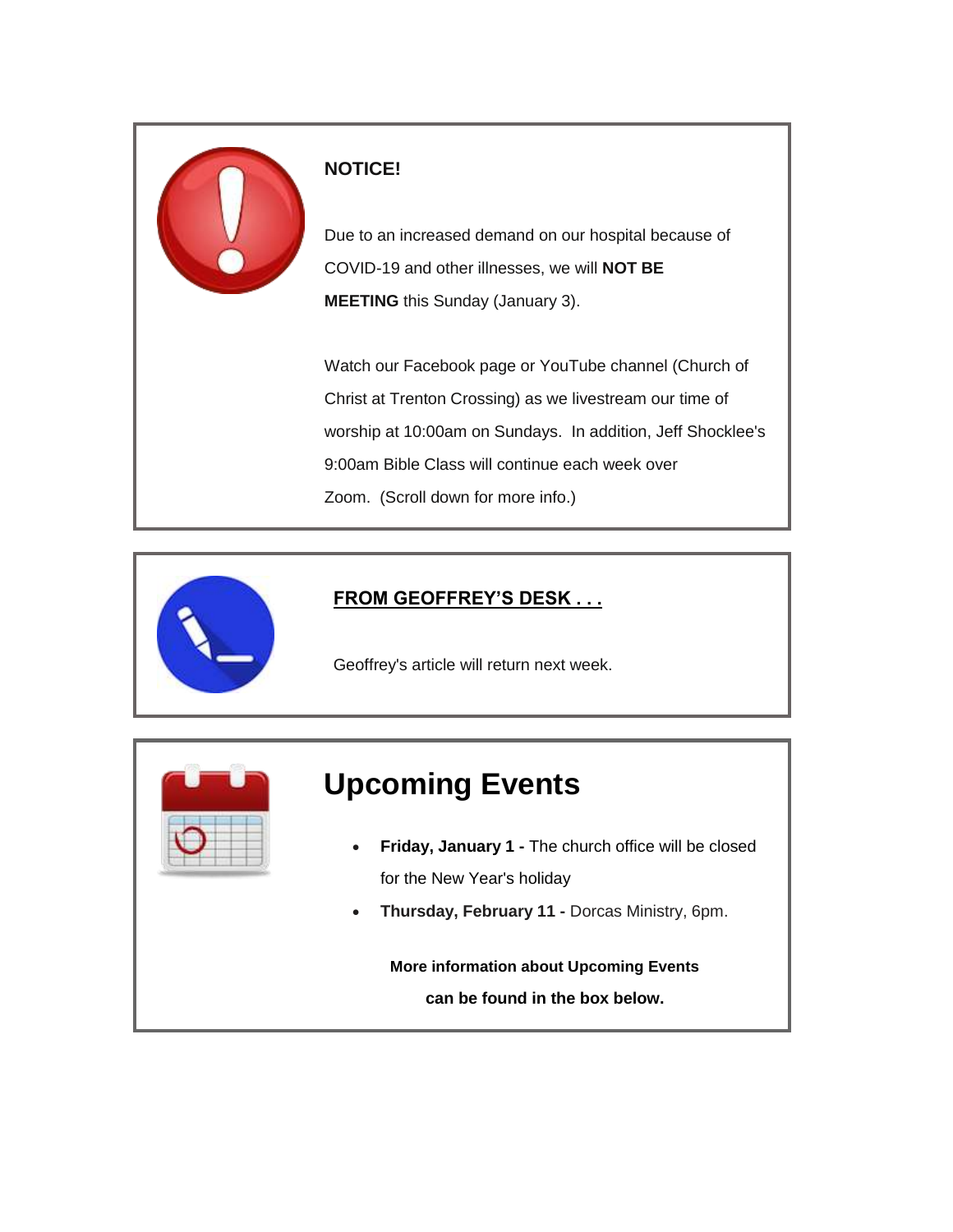**NOTICE!**

Due to an increased demand on our hospital because of COVID-19 and other illnesses, we will **NOT BE MEETING** this Sunday (January 3).

Watch our Facebook page or YouTube channel (Church of Christ at Trenton Crossing) as we livestream our time of worship at 10:00am on Sundays. In addition, Jeff Shocklee's 9:00am Bible Class will continue each week over Zoom. (Scroll down for more info.)

**FROM GEOFFREY'S DESK . . .**

Geoffrey's article will return next week.

# Upcoming Events

- **Friday, January 1 -** The church office will be closed for the New Year's holiday
- **Thursday, February 11 -** Dorcas Ministry, 6pm.

**More information about Upcoming Events can be found in the box below.**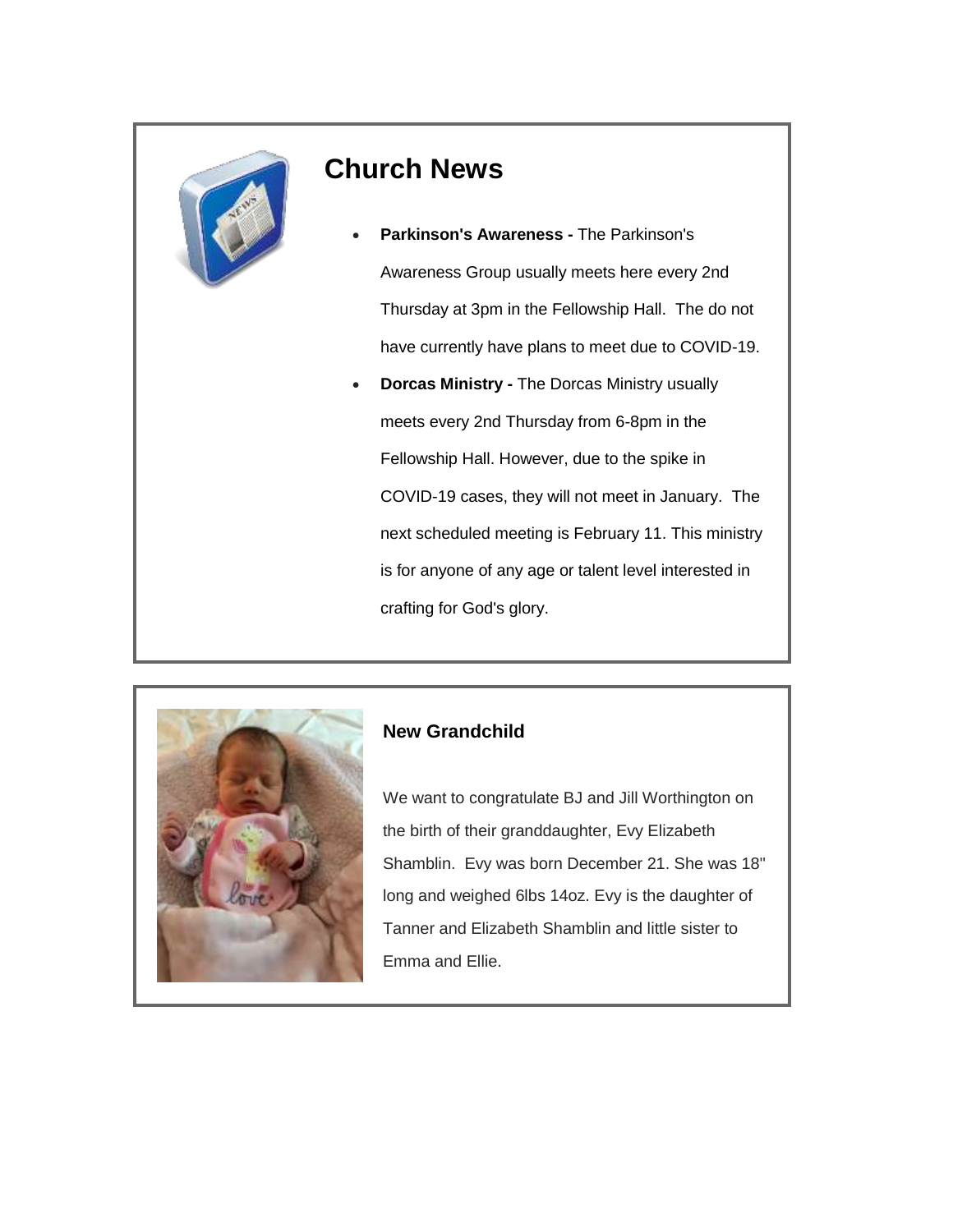# Church News

- **Parkinson's Awareness -** The Parkinson's Awareness Group usually meets here every 2nd Thursday at 3pm in the Fellowship Hall. The do not have currently have plans to meet due to COVID-19.
- **Dorcas Ministry -** The Dorcas Ministry usually meets every 2nd Thursday from 6-8pm in the Fellowship Hall. However, due to the spike in COVID-19 cases, they will not meet in January. The next scheduled meeting is February 11. This ministry is for anyone of any age or talent level interested in crafting for God's glory.

### New Grandchild

We want to congratulate BJ and Jill Worthington on the birth of their granddaughter, Evy Elizabeth Shamblin. Evy was born December 21. She was 18" long and weighed 6lbs 14oz. Evy is the daughter of Tanner and Elizabeth Shamblin and little sister to Emma and Ellie.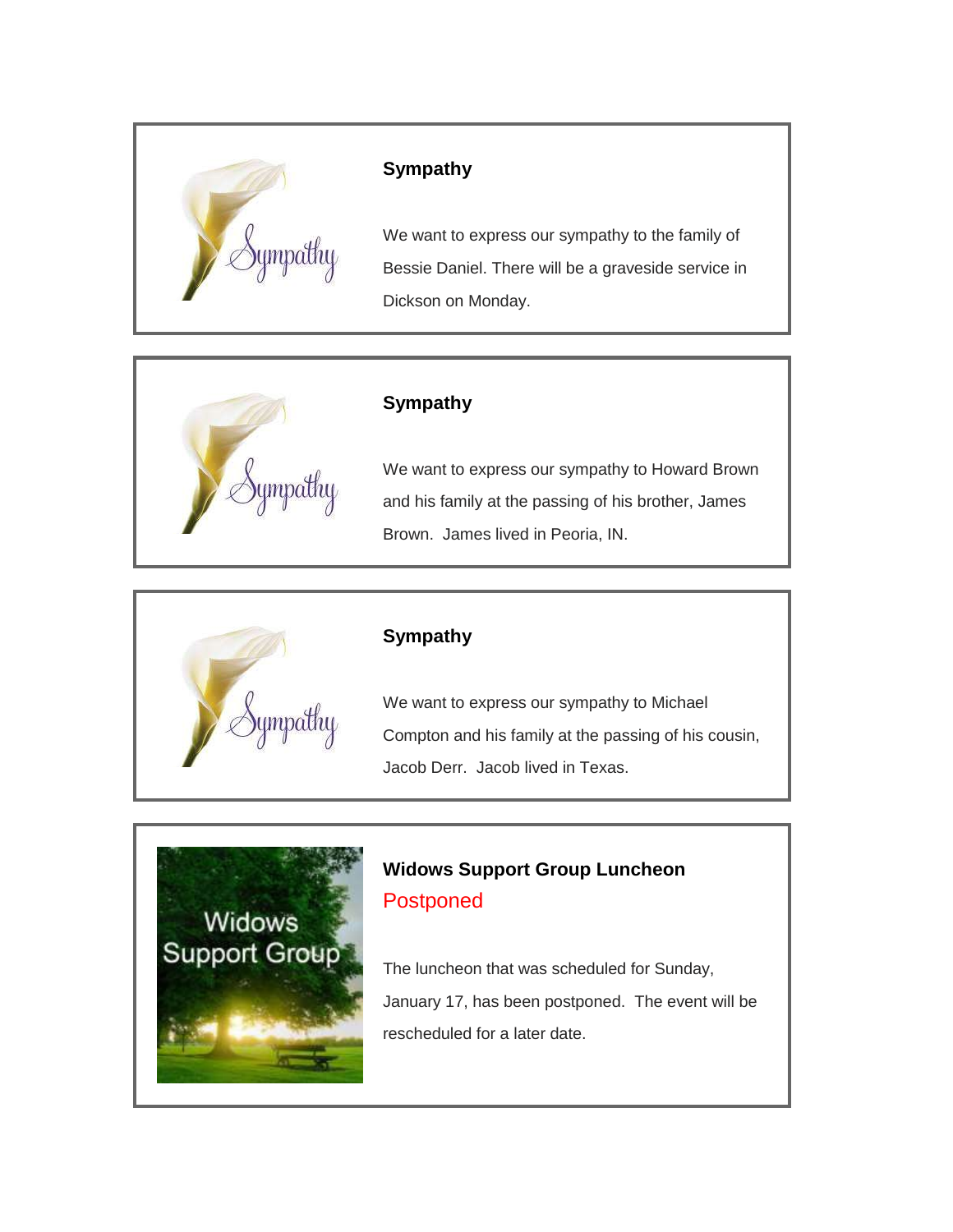### Sympathy

We want to express our sympathy to the family of Bessie Daniel. There will be a graveside service in Dickson on Monday.

### Sympathy

We want to express our sympathy to Howard Brown and his family at the passing of his brother, James Brown. James lived in Peoria, IN.

### Sympathy

We want to express our sympathy to Michael Compton and his family at the passing of his cousin, Jacob Derr. Jacob lived in Texas.

### Widows Support Group Luncheon

Postponed

The luncheon that was scheduled for Sunday, January 17, has been postponed. The event will be rescheduled for a later date.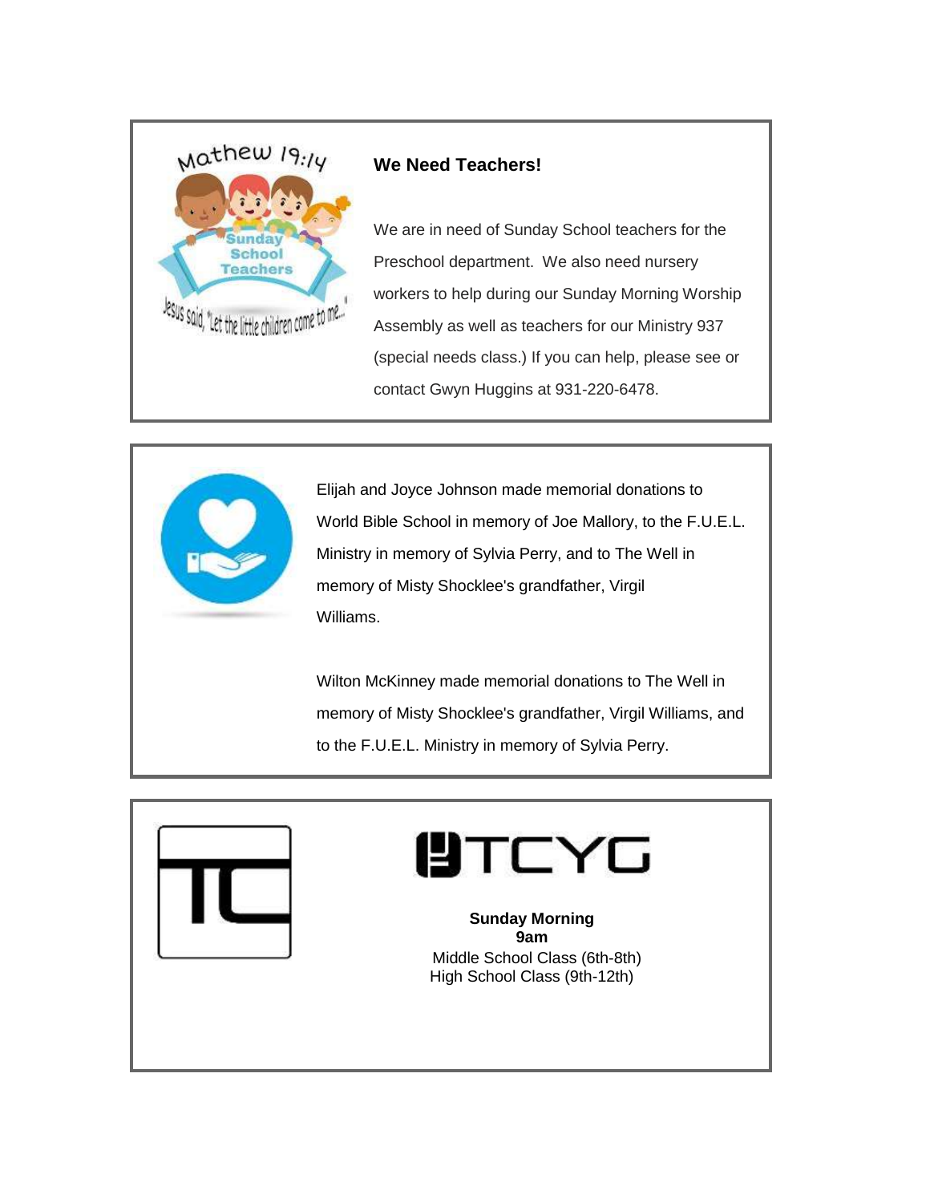### We Need Teachers!

We are in need of Sunday School teachers for the Preschool department. We also need nursery workers to help during our Sunday Morning Worship Assembly as well as teachers for our Ministry 937 (special needs class.) If you can help, please see or contact Gwyn Huggins at 931-220-6478.

Elijah and Joyce Johnson made memorial donations to World Bible School in memory of Joe Mallory, to the F.U.E.L. Ministry in memory of Sylvia Perry, and to The Well in memory of Misty Shocklee's grandfather, Virgil Williams.

Wilton McKinney made memorial donations to The Well in memory of Misty Shocklee's grandfather, Virgil Williams, and to the F.U.E.L. Ministry in memory of Sylvia Perry.

**Sunday Morning**
**9am**
Middle School Class (6th-8th)
High School Class (9th-12th)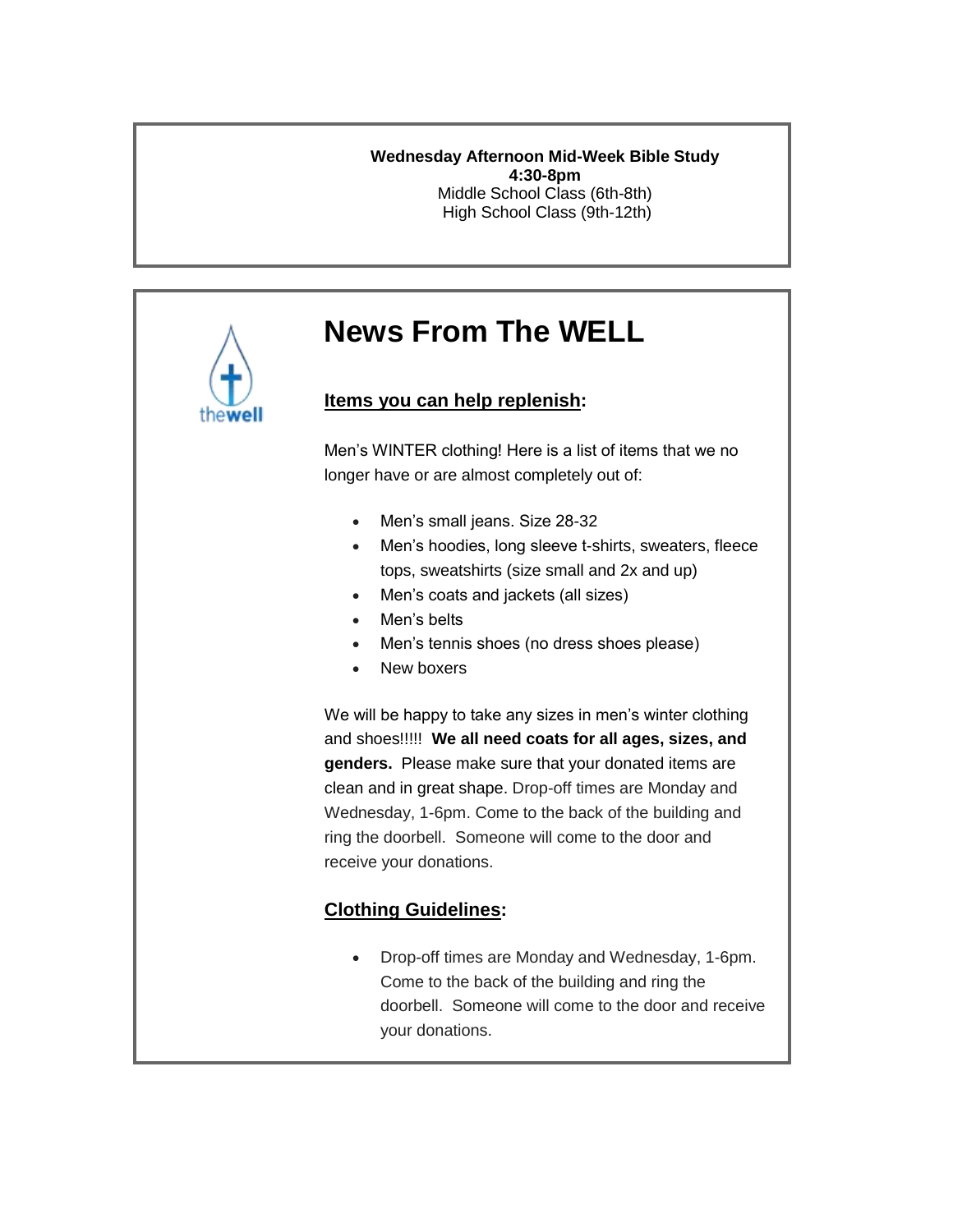**Wednesday Afternoon Mid-Week Bible Study**
**4:30-8pm**
Middle School Class (6th-8th)
High School Class (9th-12th)

# News From The WELL

**Items you can help replenish:**

Men's WINTER clothing! Here is a list of items that we no longer have or are almost completely out of:

- Men's small jeans. Size 28-32
- Men's hoodies, long sleeve t-shirts, sweaters, fleece tops, sweatshirts (size small and 2x and up)
- Men's coats and jackets (all sizes)
- Men's belts
- Men's tennis shoes (no dress shoes please)
- New boxers

We will be happy to take any sizes in men's winter clothing and shoes!!!!! **We all need coats for all ages, sizes, and genders.** Please make sure that your donated items are clean and in great shape. Drop-off times are Monday and Wednesday, 1-6pm. Come to the back of the building and ring the doorbell. Someone will come to the door and receive your donations.

**Clothing Guidelines:**

- Drop-off times are Monday and Wednesday, 1-6pm. Come to the back of the building and ring the doorbell. Someone will come to the door and receive your donations.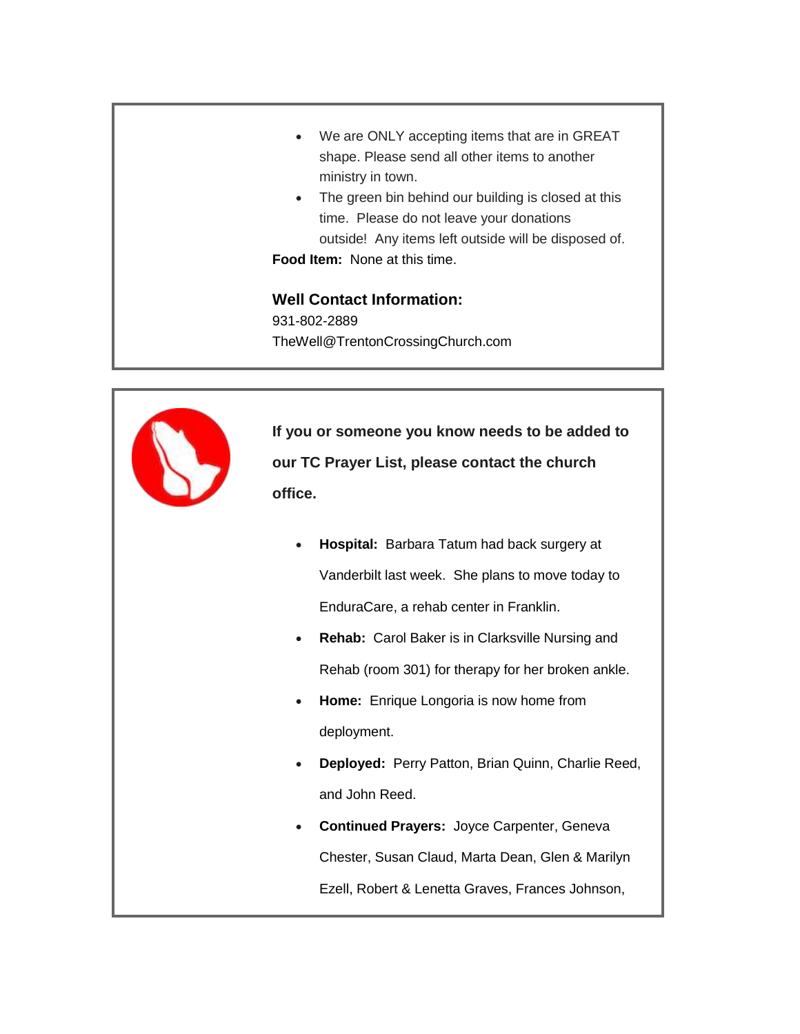- We are ONLY accepting items that are in GREAT shape. Please send all other items to another ministry in town.
- The green bin behind our building is closed at this time. Please do not leave your donations outside! Any items left outside will be disposed of.

**Food Item:** None at this time.

**Well Contact Information:**

931-802-2889
TheWell@TrentonCrossingChurch.com

**If you or someone you know needs to be added to our TC Prayer List, please contact the church office.**

- **Hospital:** Barbara Tatum had back surgery at Vanderbilt last week. She plans to move today to EnduraCare, a rehab center in Franklin.
- **Rehab:** Carol Baker is in Clarksville Nursing and Rehab (room 301) for therapy for her broken ankle.
- **Home:** Enrique Longoria is now home from deployment.
- **Deployed:** Perry Patton, Brian Quinn, Charlie Reed, and John Reed.
- **Continued Prayers:** Joyce Carpenter, Geneva Chester, Susan Claud, Marta Dean, Glen & Marilyn Ezell, Robert & Lenetta Graves, Frances Johnson,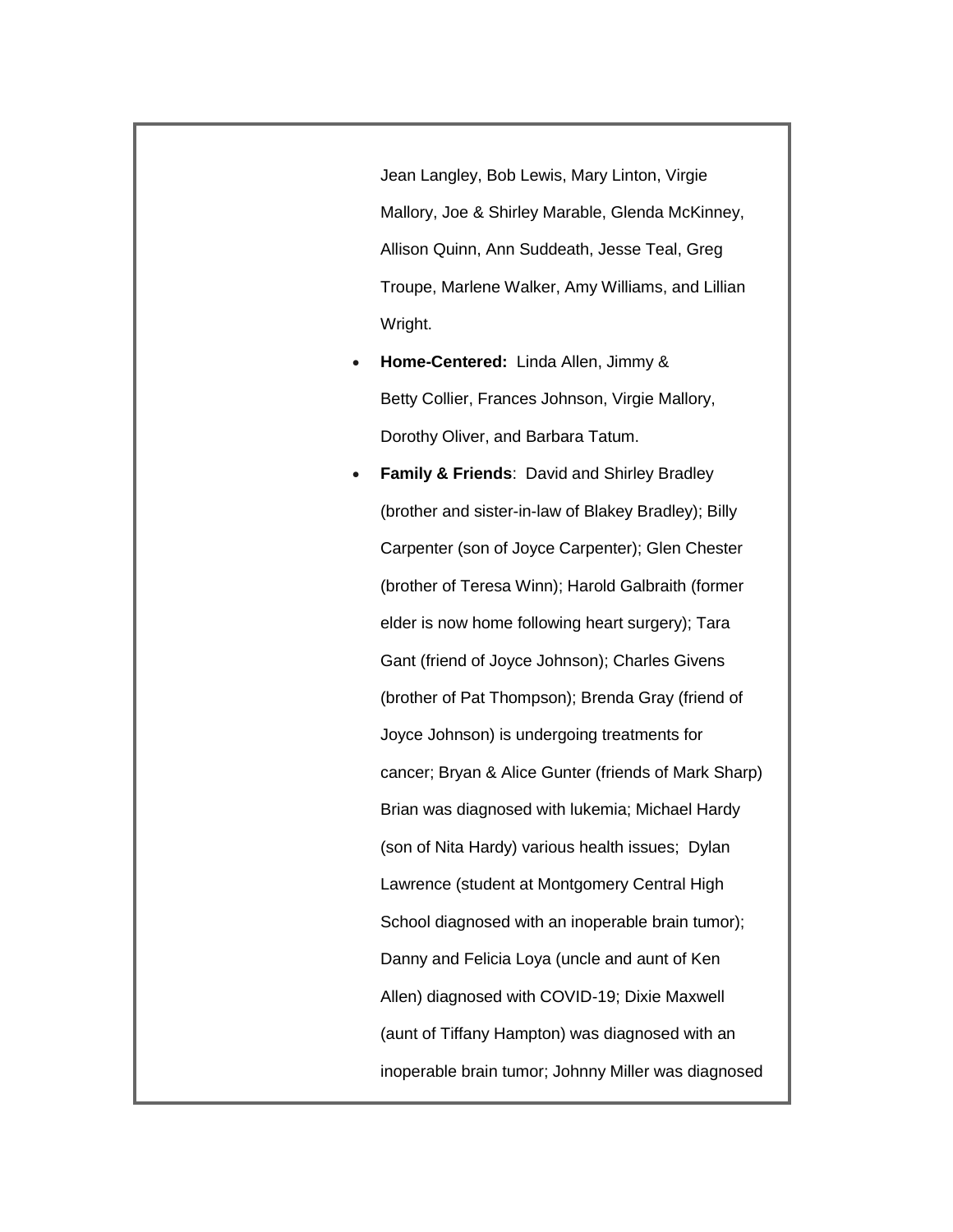Jean Langley, Bob Lewis, Mary Linton, Virgie Mallory, Joe & Shirley Marable, Glenda McKinney, Allison Quinn, Ann Suddeath, Jesse Teal, Greg Troupe, Marlene Walker, Amy Williams, and Lillian Wright.

- **Home-Centered:** Linda Allen, Jimmy & Betty Collier, Frances Johnson, Virgie Mallory, Dorothy Oliver, and Barbara Tatum.
- **Family & Friends**: David and Shirley Bradley (brother and sister-in-law of Blakey Bradley); Billy Carpenter (son of Joyce Carpenter); Glen Chester (brother of Teresa Winn); Harold Galbraith (former elder is now home following heart surgery); Tara Gant (friend of Joyce Johnson); Charles Givens (brother of Pat Thompson); Brenda Gray (friend of Joyce Johnson) is undergoing treatments for cancer; Bryan & Alice Gunter (friends of Mark Sharp) Brian was diagnosed with lukemia; Michael Hardy (son of Nita Hardy) various health issues; Dylan Lawrence (student at Montgomery Central High School diagnosed with an inoperable brain tumor); Danny and Felicia Loya (uncle and aunt of Ken Allen) diagnosed with COVID-19; Dixie Maxwell (aunt of Tiffany Hampton) was diagnosed with an inoperable brain tumor; Johnny Miller was diagnosed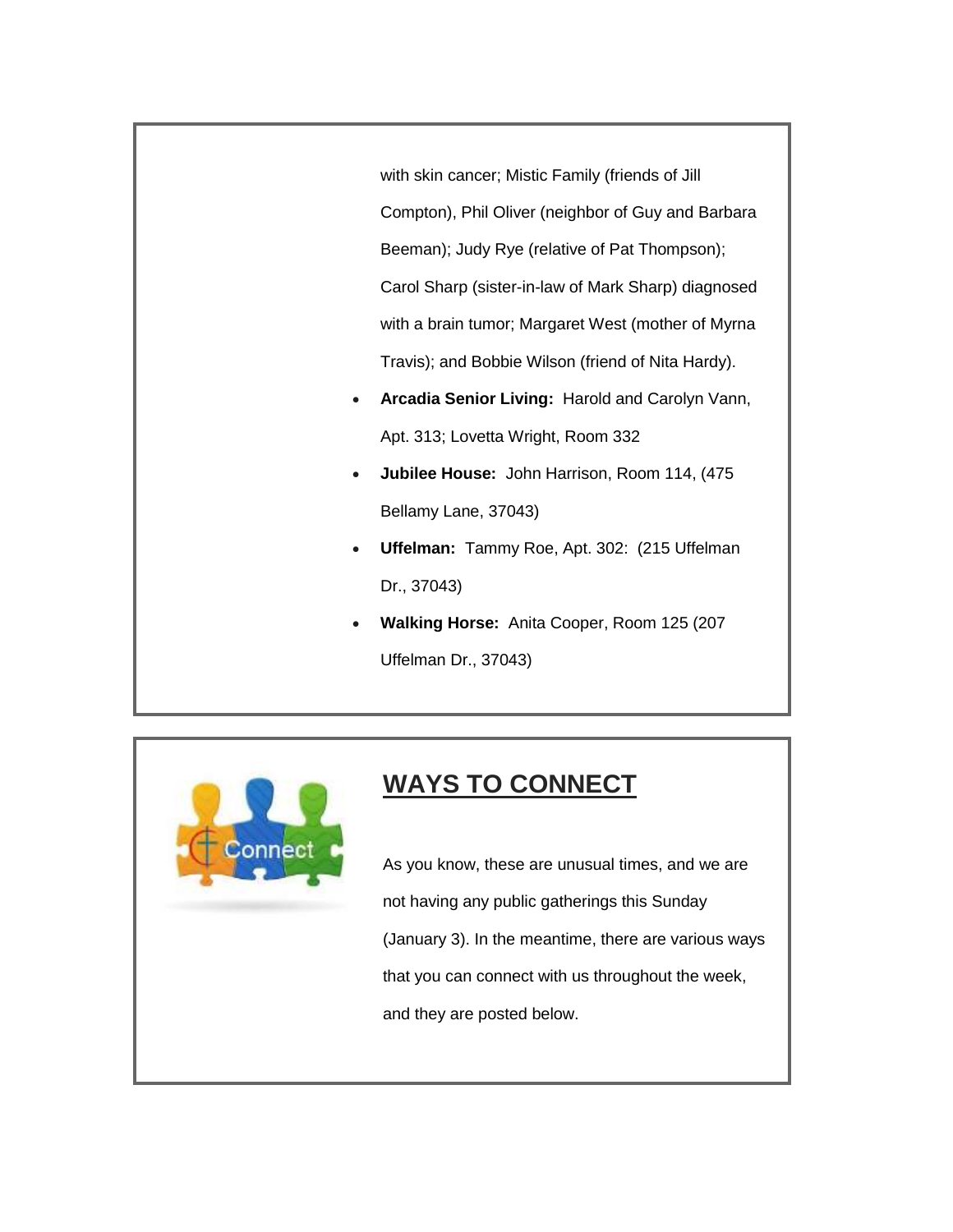with skin cancer; Mistic Family (friends of Jill Compton), Phil Oliver (neighbor of Guy and Barbara Beeman); Judy Rye (relative of Pat Thompson); Carol Sharp (sister-in-law of Mark Sharp) diagnosed with a brain tumor; Margaret West (mother of Myrna Travis); and Bobbie Wilson (friend of Nita Hardy).

- **Arcadia Senior Living:** Harold and Carolyn Vann, Apt. 313; Lovetta Wright, Room 332
- **Jubilee House:** John Harrison, Room 114, (475 Bellamy Lane, 37043)
- **Uffelman:** Tammy Roe, Apt. 302: (215 Uffelman Dr., 37043)
- **Walking Horse:** Anita Cooper, Room 125 (207 Uffelman Dr., 37043)

## WAYS TO CONNECT

As you know, these are unusual times, and we are not having any public gatherings this Sunday (January 3). In the meantime, there are various ways that you can connect with us throughout the week, and they are posted below.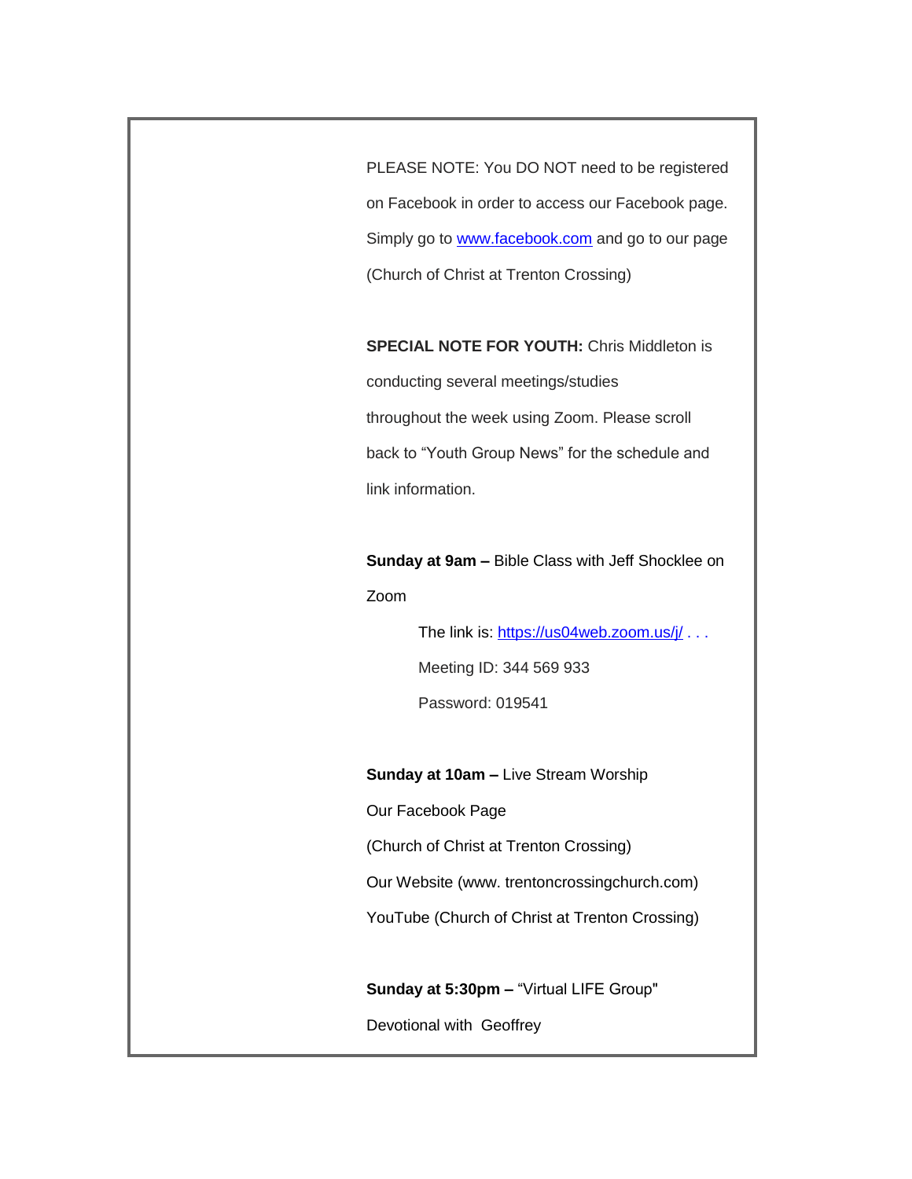PLEASE NOTE: You DO NOT need to be registered on Facebook in order to access our Facebook page. Simply go to [www.facebook.com](http://www.facebook.com) and go to our page (Church of Christ at Trenton Crossing)

**SPECIAL NOTE FOR YOUTH:** Chris Middleton is conducting several meetings/studies throughout the week using Zoom. Please scroll back to "Youth Group News" for the schedule and link information.

**Sunday at 9am –** Bible Class with Jeff Shocklee on Zoom

> The link is: [https://us04web.zoom.us/j/](https://us04web.zoom.us/j/) . . .
>
> Meeting ID: 344 569 933
>
> Password: 019541

**Sunday at 10am –** Live Stream Worship

Our Facebook Page

(Church of Christ at Trenton Crossing)

Our Website (www. trentoncrossingchurch.com)

YouTube (Church of Christ at Trenton Crossing)

**Sunday at 5:30pm –** "Virtual LIFE Group"

Devotional with Geoffrey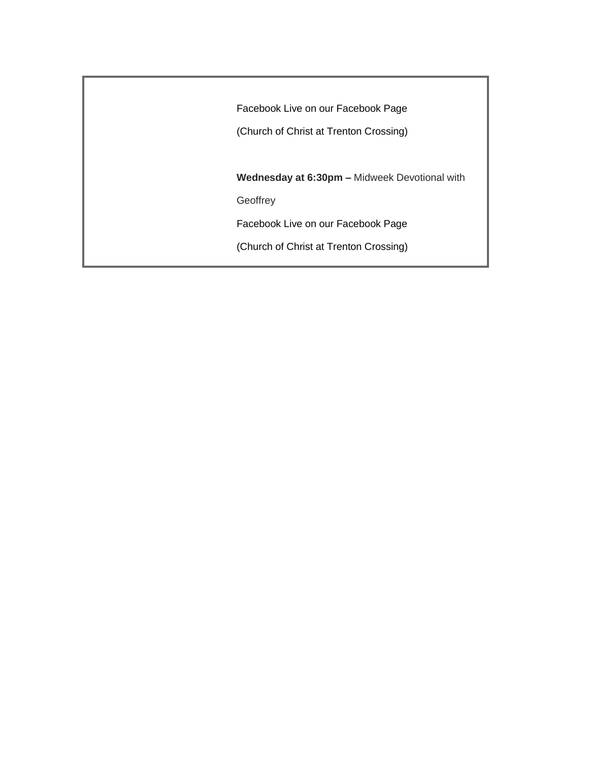Facebook Live on our Facebook Page

(Church of Christ at Trenton Crossing)

**Wednesday at 6:30pm –** Midweek Devotional with Geoffrey

Facebook Live on our Facebook Page

(Church of Christ at Trenton Crossing)